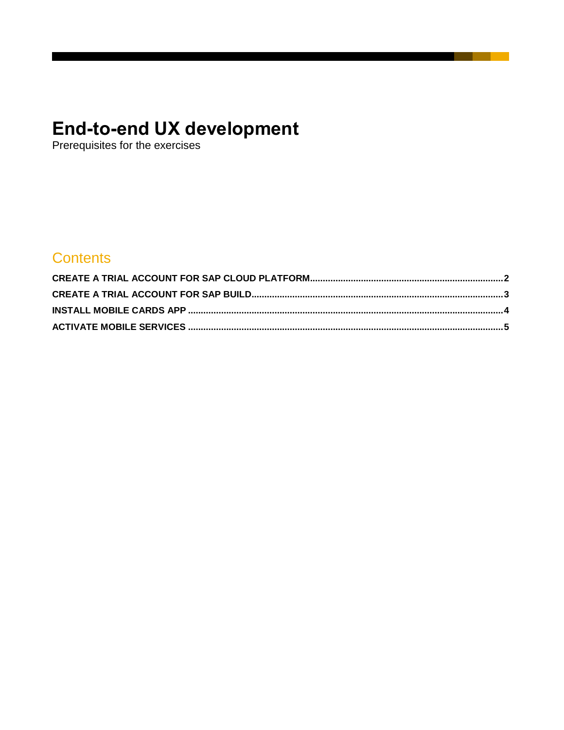# End-to-end UX development

Prerequisites for the exercises

## Contents

**CREATE A TRIAL ACCOUNT FOR SAP CLOUD PLATFORM..........2**

**CREATE A TRIAL ACCOUNT FOR SAP BUILD..........3**

**INSTALL MOBILE CARDS APP..........4**

**ACTIVATE MOBILE SERVICES..........5**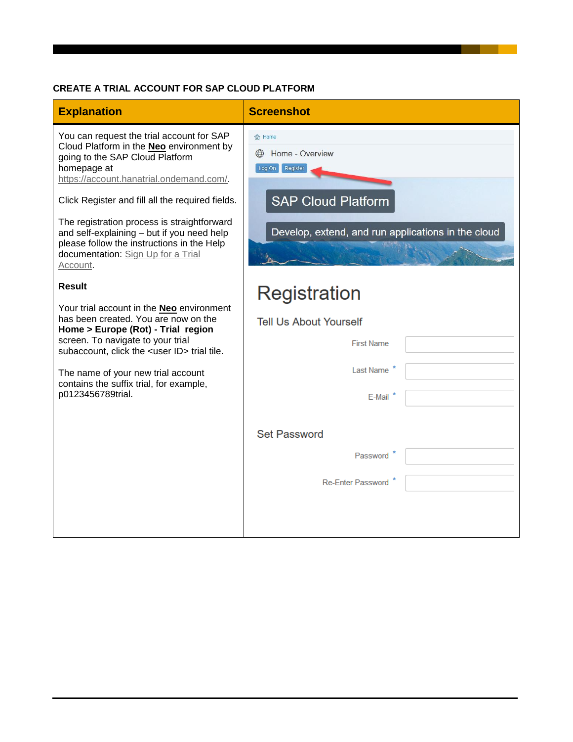### CREATE A TRIAL ACCOUNT FOR SAP CLOUD PLATFORM

| Explanation | Screenshot |
| --- | --- |
| You can request the trial account for SAP Cloud Platform in the **Neo** environment by going to the SAP Cloud Platform homepage at https://account.hanatrial.ondemand.com/.<br><br>Click Register and fill all the required fields.<br><br>The registration process is straightforward and self-explaining – but if you need help please follow the instructions in the Help documentation: Sign Up for a Trial Account.<br><br>**Result**<br><br>Your trial account in the **Neo** environment has been created. You are now on the **Home > Europe (Rot) - Trial region** screen. To navigate to your trial subaccount, click the <user ID> trial tile.<br><br>The name of your new trial account contains the suffix trial, for example, p0123456789trial. | Home<br>Home - Overview<br>Log On Register<br>SAP Cloud Platform<br>Develop, extend, and run applications in the cloud<br><br>Registration<br>Tell Us About Yourself<br>First Name<br>Last Name *<br>E-Mail *<br><br>Set Password<br>Password *<br>Re-Enter Password * |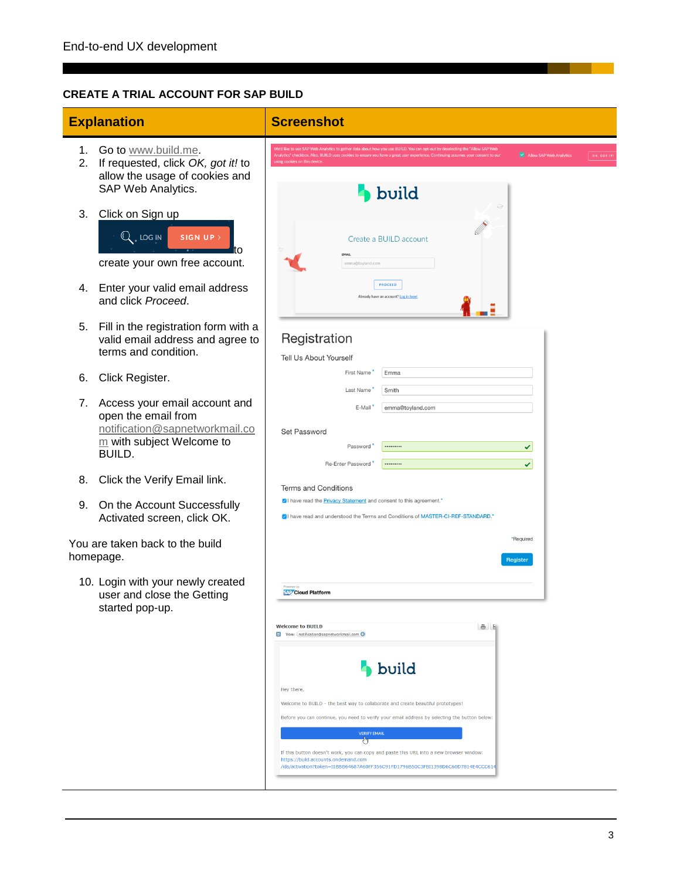## CREATE A TRIAL ACCOUNT FOR SAP BUILD

| Explanation | Screenshot |
| --- | --- |
| 1. Go to www.build.me.<br>2. If requested, click *OK, got it!* to allow the usage of cookies and SAP Web Analytics.<br>3. Click on Sign up to create your own free account.<br>4. Enter your valid email address and click *Proceed*.<br>5. Fill in the registration form with a valid email address and agree to terms and condition.<br>6. Click Register.<br>7. Access your email account and open the email from notification@sapnetworkmail.com with subject Welcome to BUILD.<br>8. Click the Verify Email link.<br>9. On the Account Successfully Activated screen, click OK.<br><br>You are taken back to the build homepage.<br><br>10. Login with your newly created user and close the Getting started pop-up. | |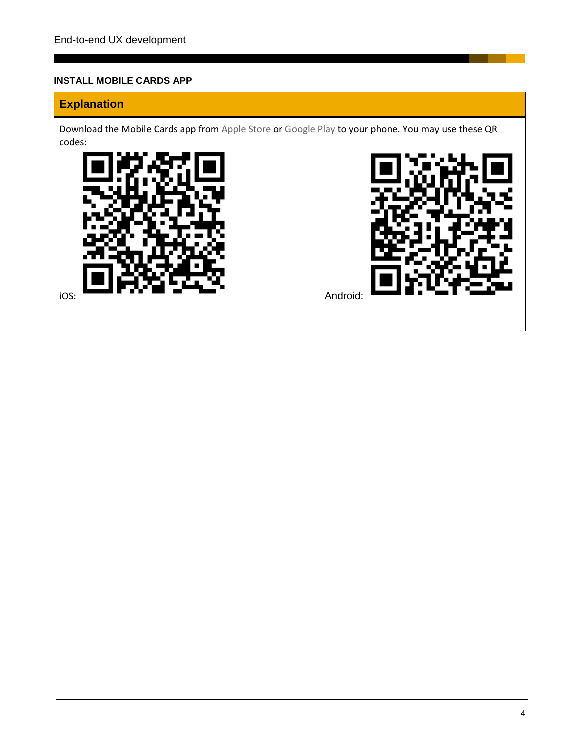## INSTALL MOBILE CARDS APP

### Explanation

Download the Mobile Cards app from Apple Store or Google Play to your phone. You may use these QR codes:

iOS:

Android: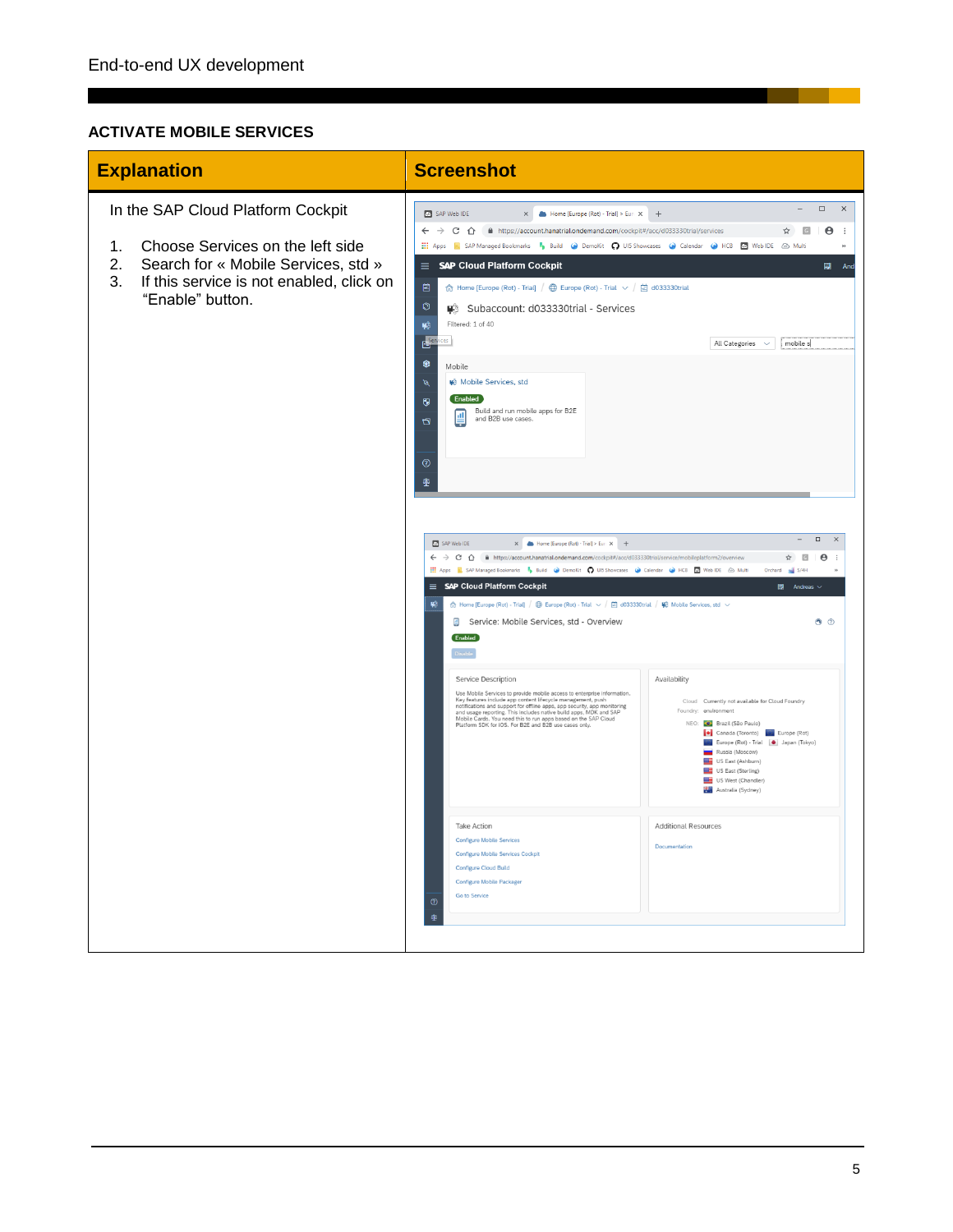## ACTIVATE MOBILE SERVICES

| Explanation | Screenshot |
| --- | --- |
| In the SAP Cloud Platform Cockpit<br><br>1. Choose Services on the left side<br>2. Search for « Mobile Services, std »<br>3. If this service is not enabled, click on "Enable" button. | |